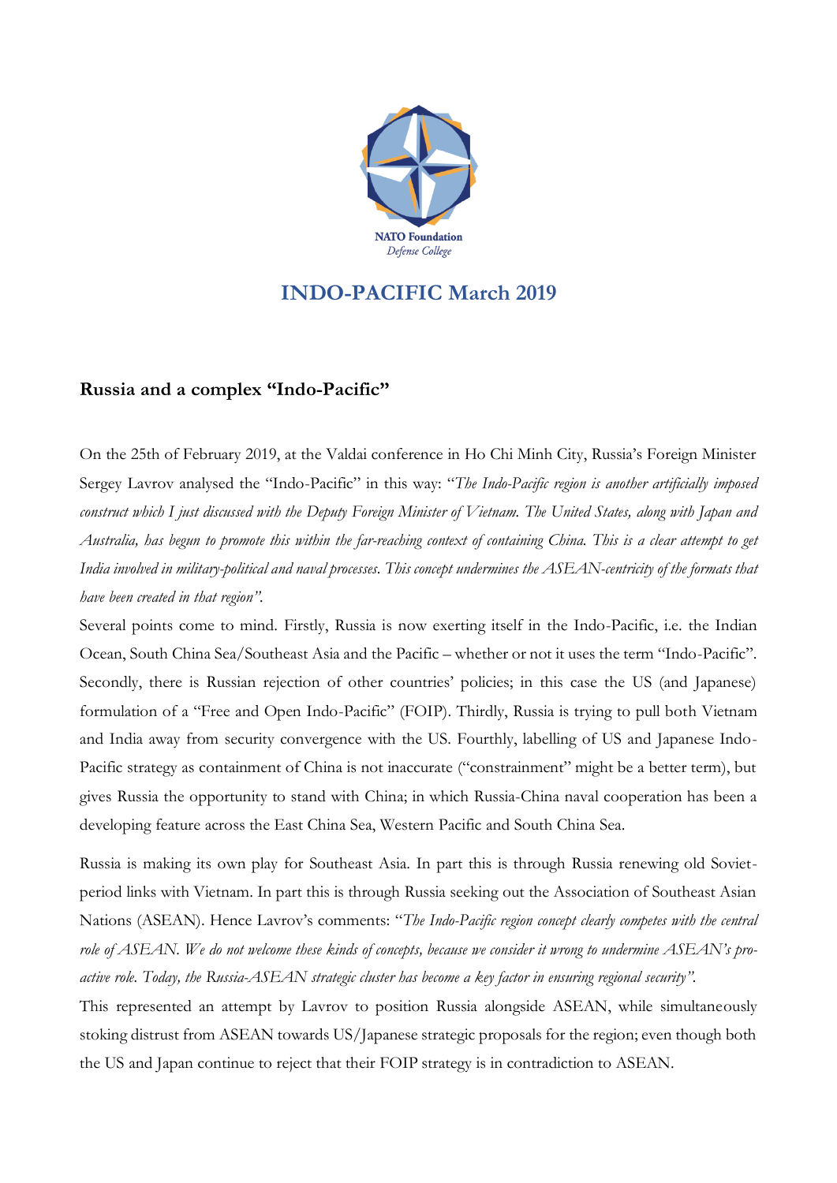NATO Foundation
*Defense College*

# INDO-PACIFIC March 2019

## Russia and a complex "Indo-Pacific"

On the 25th of February 2019, at the Valdai conference in Ho Chi Minh City, Russia's Foreign Minister Sergey Lavrov analysed the "Indo-Pacific" in this way: "*The Indo-Pacific region is another artificially imposed construct which I just discussed with the Deputy Foreign Minister of Vietnam. The United States, along with Japan and Australia, has begun to promote this within the far-reaching context of containing China. This is a clear attempt to get India involved in military-political and naval processes. This concept undermines the ASEAN-centricity of the formats that have been created in that region*".

Several points come to mind. Firstly, Russia is now exerting itself in the Indo-Pacific, i.e. the Indian Ocean, South China Sea/Southeast Asia and the Pacific – whether or not it uses the term "Indo-Pacific". Secondly, there is Russian rejection of other countries' policies; in this case the US (and Japanese) formulation of a "Free and Open Indo-Pacific" (FOIP). Thirdly, Russia is trying to pull both Vietnam and India away from security convergence with the US. Fourthly, labelling of US and Japanese Indo-Pacific strategy as containment of China is not inaccurate ("constrainment" might be a better term), but gives Russia the opportunity to stand with China; in which Russia-China naval cooperation has been a developing feature across the East China Sea, Western Pacific and South China Sea.

Russia is making its own play for Southeast Asia. In part this is through Russia renewing old Soviet-period links with Vietnam. In part this is through Russia seeking out the Association of Southeast Asian Nations (ASEAN). Hence Lavrov's comments: "*The Indo-Pacific region concept clearly competes with the central role of ASEAN. We do not welcome these kinds of concepts, because we consider it wrong to undermine ASEAN's pro-active role. Today, the Russia-ASEAN strategic cluster has become a key factor in ensuring regional security".*

This represented an attempt by Lavrov to position Russia alongside ASEAN, while simultaneously stoking distrust from ASEAN towards US/Japanese strategic proposals for the region; even though both the US and Japan continue to reject that their FOIP strategy is in contradiction to ASEAN.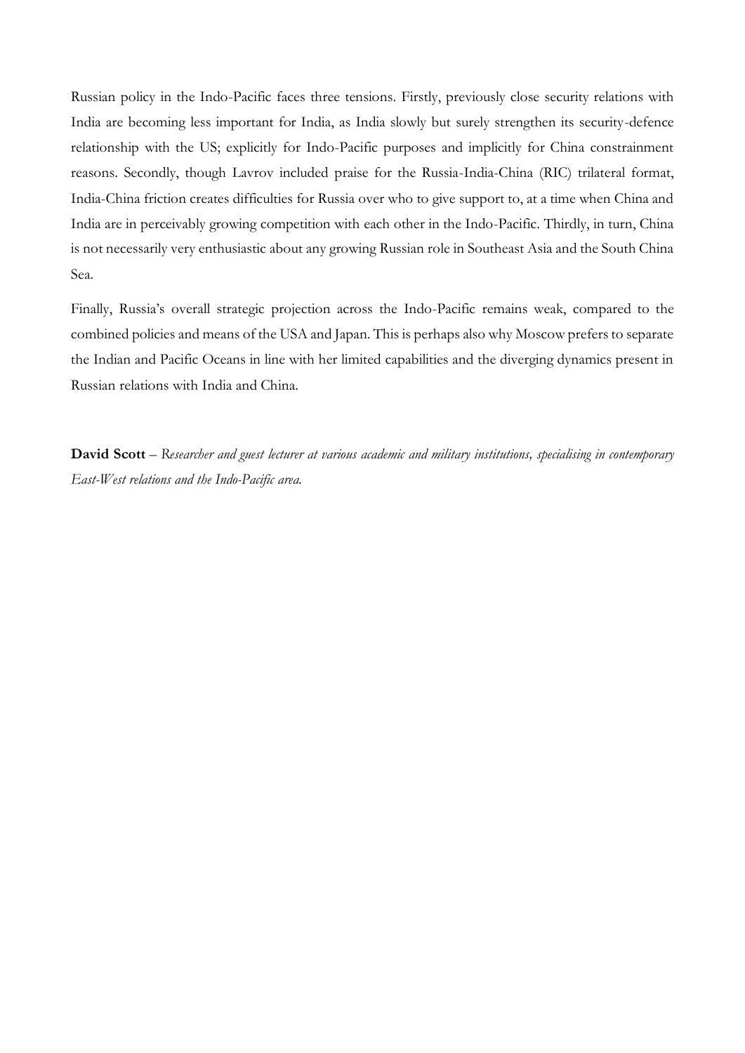Russian policy in the Indo-Pacific faces three tensions. Firstly, previously close security relations with India are becoming less important for India, as India slowly but surely strengthen its security-defence relationship with the US; explicitly for Indo-Pacific purposes and implicitly for China constrainment reasons. Secondly, though Lavrov included praise for the Russia-India-China (RIC) trilateral format, India-China friction creates difficulties for Russia over who to give support to, at a time when China and India are in perceivably growing competition with each other in the Indo-Pacific. Thirdly, in turn, China is not necessarily very enthusiastic about any growing Russian role in Southeast Asia and the South China Sea.

Finally, Russia's overall strategic projection across the Indo-Pacific remains weak, compared to the combined policies and means of the USA and Japan. This is perhaps also why Moscow prefers to separate the Indian and Pacific Oceans in line with her limited capabilities and the diverging dynamics present in Russian relations with India and China.

**David Scott** – *Researcher and guest lecturer at various academic and military institutions, specialising in contemporary East-West relations and the Indo-Pacific area.*